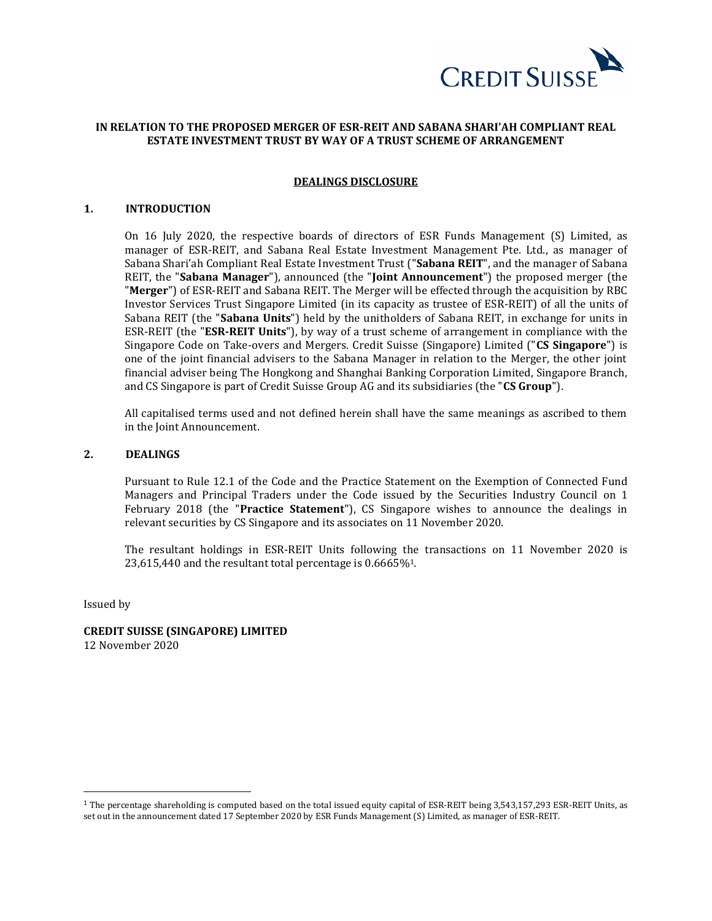**IN RELATION TO THE PROPOSED MERGER OF ESR-REIT AND SABANA SHARI'AH COMPLIANT REAL ESTATE INVESTMENT TRUST BY WAY OF A TRUST SCHEME OF ARRANGEMENT**

**DEALINGS DISCLOSURE**

## 1. INTRODUCTION

On 16 July 2020, the respective boards of directors of ESR Funds Management (S) Limited, as manager of ESR-REIT, and Sabana Real Estate Investment Management Pte. Ltd., as manager of Sabana Shari'ah Compliant Real Estate Investment Trust ("**Sabana REIT**", and the manager of Sabana REIT, the "**Sabana Manager**"), announced (the "**Joint Announcement**") the proposed merger (the "**Merger**") of ESR-REIT and Sabana REIT. The Merger will be effected through the acquisition by RBC Investor Services Trust Singapore Limited (in its capacity as trustee of ESR-REIT) of all the units of Sabana REIT (the "**Sabana Units**") held by the unitholders of Sabana REIT, in exchange for units in ESR-REIT (the "**ESR-REIT Units**"), by way of a trust scheme of arrangement in compliance with the Singapore Code on Take-overs and Mergers. Credit Suisse (Singapore) Limited ("**CS Singapore**") is one of the joint financial advisers to the Sabana Manager in relation to the Merger, the other joint financial adviser being The Hongkong and Shanghai Banking Corporation Limited, Singapore Branch, and CS Singapore is part of Credit Suisse Group AG and its subsidiaries (the "**CS Group**").

All capitalised terms used and not defined herein shall have the same meanings as ascribed to them in the Joint Announcement.

## 2. DEALINGS

Pursuant to Rule 12.1 of the Code and the Practice Statement on the Exemption of Connected Fund Managers and Principal Traders under the Code issued by the Securities Industry Council on 1 February 2018 (the "**Practice Statement**"), CS Singapore wishes to announce the dealings in relevant securities by CS Singapore and its associates on 11 November 2020.

The resultant holdings in ESR-REIT Units following the transactions on 11 November 2020 is 23,615,440 and the resultant total percentage is 0.6665%[1].

Issued by

**CREDIT SUISSE (SINGAPORE) LIMITED**
12 November 2020

---

[1] The percentage shareholding is computed based on the total issued equity capital of ESR-REIT being 3,543,157,293 ESR-REIT Units, as set out in the announcement dated 17 September 2020 by ESR Funds Management (S) Limited, as manager of ESR-REIT.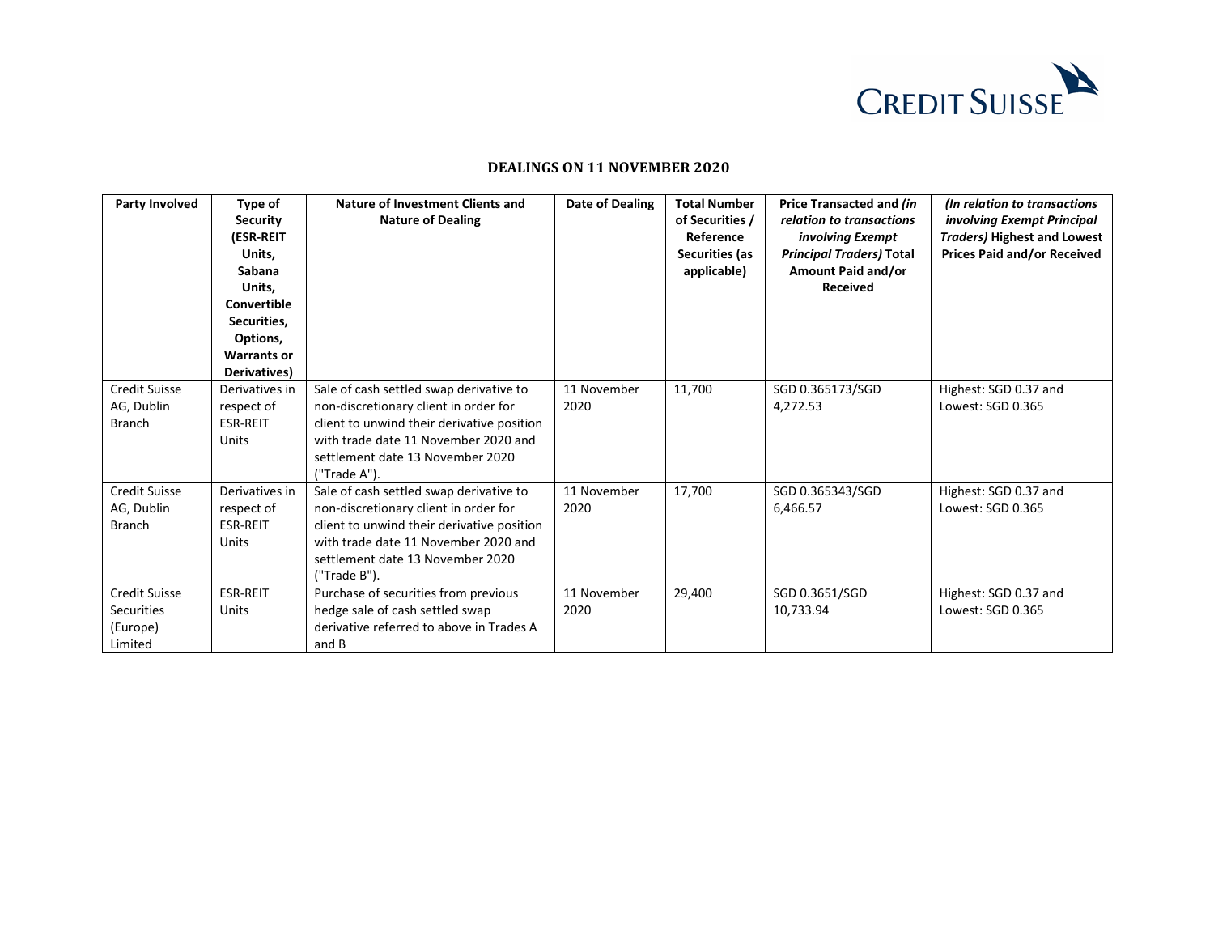## DEALINGS ON 11 NOVEMBER 2020

| Party Involved | Type of Security (ESR-REIT Units, Sabana Units, Convertible Securities, Options, Warrants or Derivatives) | Nature of Investment Clients and Nature of Dealing | Date of Dealing | Total Number of Securities / Reference Securities (as applicable) | Price Transacted and *(in relation to transactions involving Exempt Principal Traders)* Total Amount Paid and/or Received | *(In relation to transactions involving Exempt Principal Traders)* Highest and Lowest Prices Paid and/or Received |
|---|---|---|---|---|---|---|
| Credit Suisse AG, Dublin Branch | Derivatives in respect of ESR-REIT Units | Sale of cash settled swap derivative to non-discretionary client in order for client to unwind their derivative position with trade date 11 November 2020 and settlement date 13 November 2020 ("Trade A"). | 11 November 2020 | 11,700 | SGD 0.365173/SGD 4,272.53 | Highest: SGD 0.37 and Lowest: SGD 0.365 |
| Credit Suisse AG, Dublin Branch | Derivatives in respect of ESR-REIT Units | Sale of cash settled swap derivative to non-discretionary client in order for client to unwind their derivative position with trade date 11 November 2020 and settlement date 13 November 2020 ("Trade B"). | 11 November 2020 | 17,700 | SGD 0.365343/SGD 6,466.57 | Highest: SGD 0.37 and Lowest: SGD 0.365 |
| Credit Suisse Securities (Europe) Limited | ESR-REIT Units | Purchase of securities from previous hedge sale of cash settled swap derivative referred to above in Trades A and B | 11 November 2020 | 29,400 | SGD 0.3651/SGD 10,733.94 | Highest: SGD 0.37 and Lowest: SGD 0.365 |